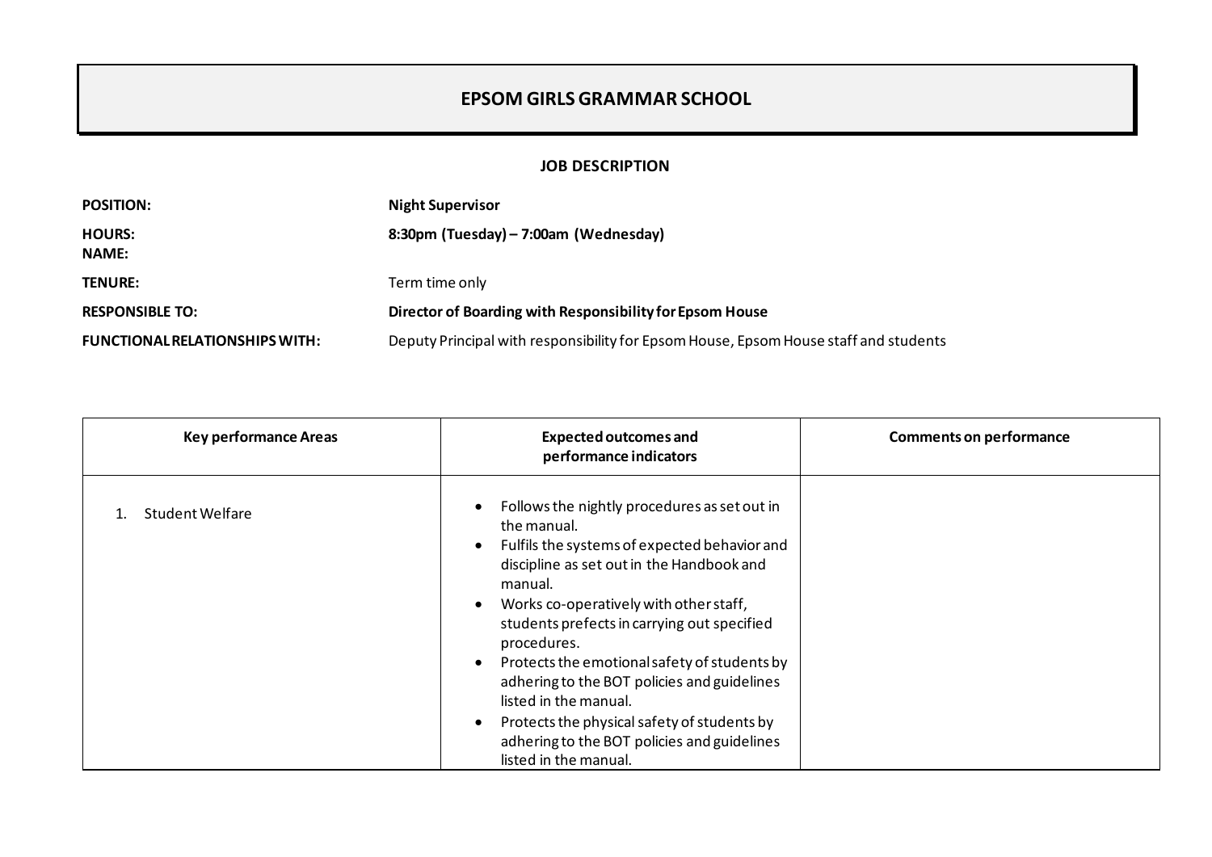# EPSOM GIRLS GRAMMAR SCHOOL

## JOB DESCRIPTION

**POSITION:** **Night Supervisor**

**HOURS:** **8:30pm (Tuesday) – 7:00am (Wednesday)**

**NAME:**

**TENURE:** Term time only

**RESPONSIBLE TO:** **Director of Boarding with Responsibility for Epsom House**

**FUNCTIONAL RELATIONSHIPS WITH:** Deputy Principal with responsibility for Epsom House, Epsom House staff and students

| Key performance Areas | Expected outcomes and performance indicators | Comments on performance |
|---|---|---|
| 1. Student Welfare | • Follows the nightly procedures as set out in the manual.<br>• Fulfils the systems of expected behavior and discipline as set out in the Handbook and manual.<br>• Works co-operatively with other staff, students prefects in carrying out specified procedures.<br>• Protects the emotional safety of students by adhering to the BOT policies and guidelines listed in the manual.<br>• Protects the physical safety of students by adhering to the BOT policies and guidelines listed in the manual. | |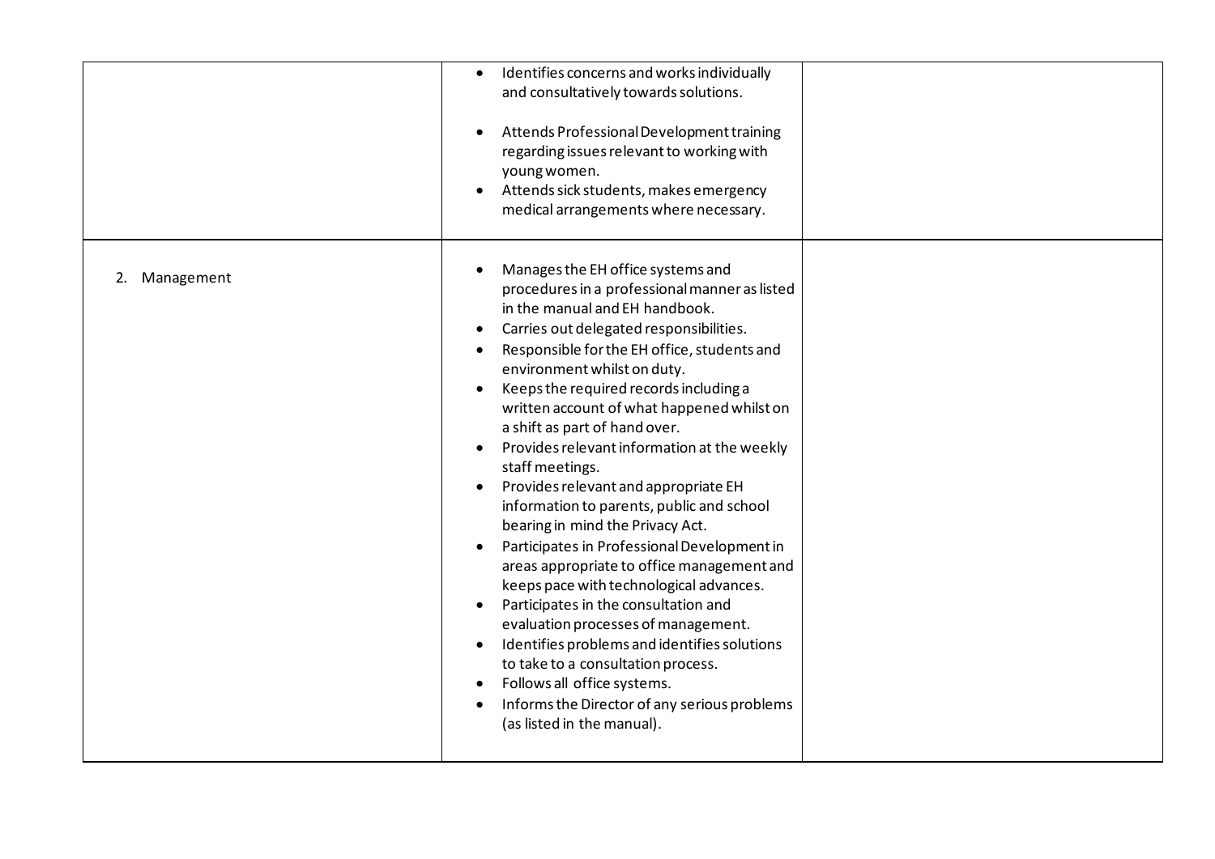| | | |
|---|---|---|
| | • Identifies concerns and works individually and consultatively towards solutions.<br><br>• Attends Professional Development training regarding issues relevant to working with young women.<br>• Attends sick students, makes emergency medical arrangements where necessary. | |
| 2. Management | • Manages the EH office systems and procedures in a professional manner as listed in the manual and EH handbook.<br>• Carries out delegated responsibilities.<br>• Responsible for the EH office, students and environment whilst on duty.<br>• Keeps the required records including a written account of what happened whilst on a shift as part of hand over.<br>• Provides relevant information at the weekly staff meetings.<br>• Provides relevant and appropriate EH information to parents, public and school bearing in mind the Privacy Act.<br>• Participates in Professional Development in areas appropriate to office management and keeps pace with technological advances.<br>• Participates in the consultation and evaluation processes of management.<br>• Identifies problems and identifies solutions to take to a consultation process.<br>• Follows all office systems.<br>• Informs the Director of any serious problems (as listed in the manual). | |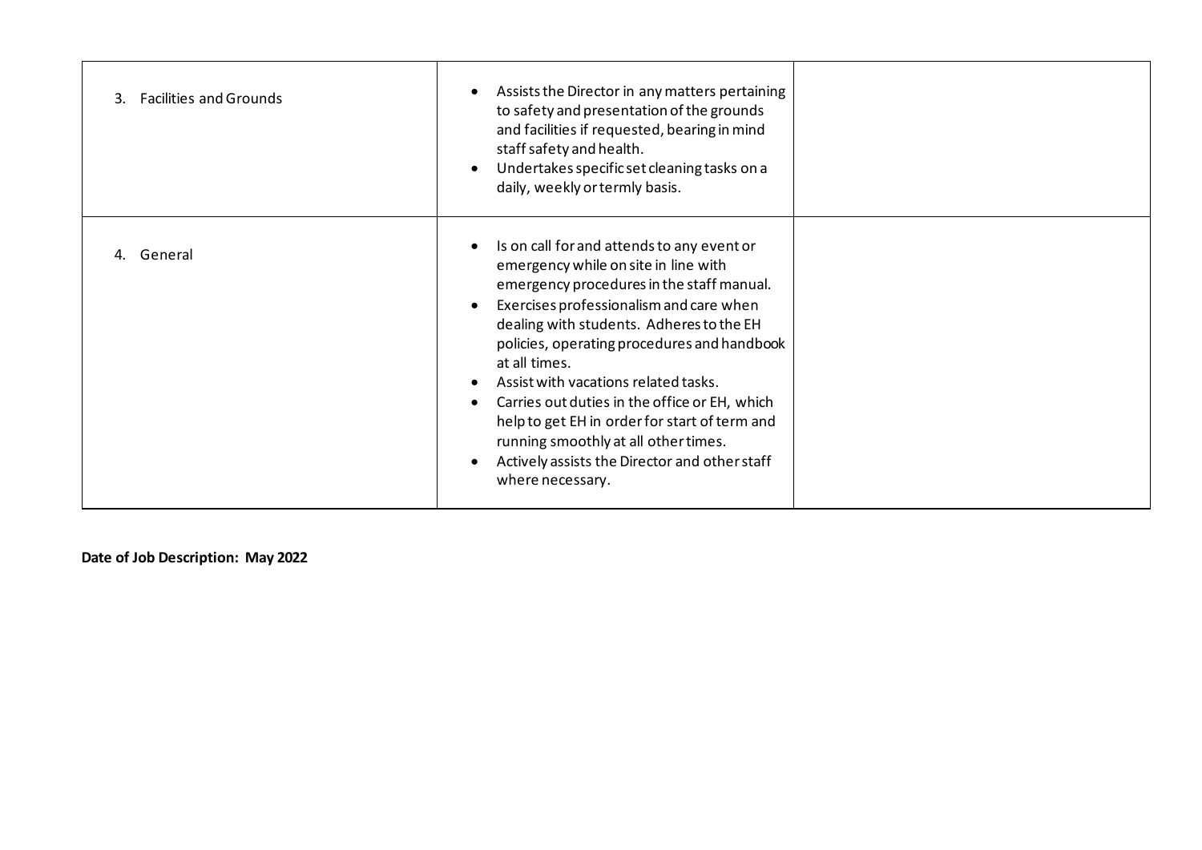| | | |
|---|---|---|
| 3. Facilities and Grounds | • Assists the Director in any matters pertaining to safety and presentation of the grounds and facilities if requested, bearing in mind staff safety and health.<br>• Undertakes specific set cleaning tasks on a daily, weekly or termly basis. | |
| 4. General | • Is on call for and attends to any event or emergency while on site in line with emergency procedures in the staff manual.<br>• Exercises professionalism and care when dealing with students. Adheres to the EH policies, operating procedures and handbook at all times.<br>• Assist with vacations related tasks.<br>• Carries out duties in the office or EH, which help to get EH in order for start of term and running smoothly at all other times.<br>• Actively assists the Director and other staff where necessary. | |

**Date of Job Description: May 2022**